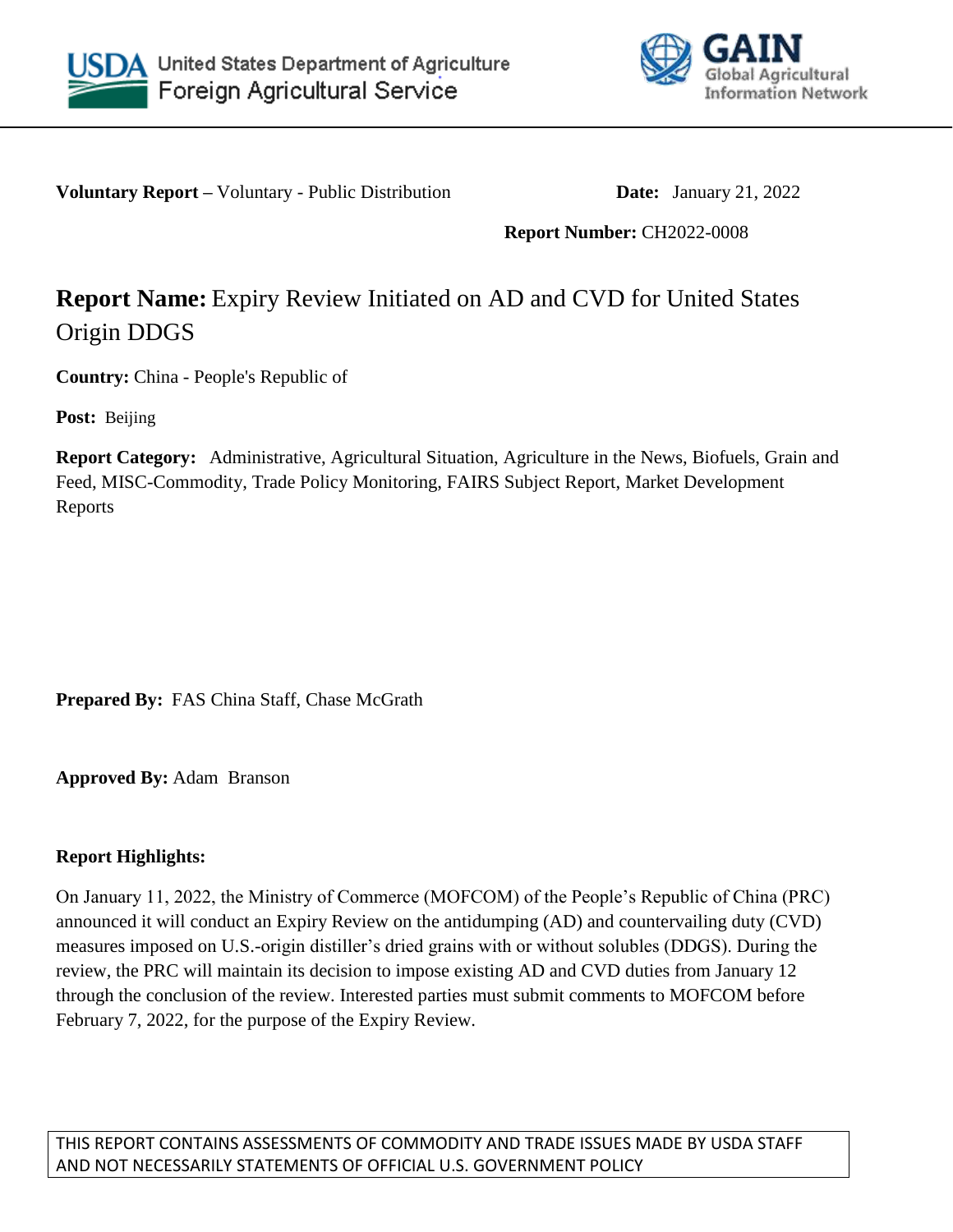United States Department of Agriculture
Foreign Agricultural Service

GAIN
Global Agricultural Information Network

**Voluntary Report –** Voluntary - Public Distribution **Date:** January 21, 2022

**Report Number:** CH2022-0008

# **Report Name:** Expiry Review Initiated on AD and CVD for United States Origin DDGS

**Country:** China - People's Republic of

**Post:** Beijing

**Report Category:** Administrative, Agricultural Situation, Agriculture in the News, Biofuels, Grain and Feed, MISC-Commodity, Trade Policy Monitoring, FAIRS Subject Report, Market Development Reports

**Prepared By:** FAS China Staff, Chase McGrath

**Approved By:** Adam Branson

**Report Highlights:**

On January 11, 2022, the Ministry of Commerce (MOFCOM) of the People's Republic of China (PRC) announced it will conduct an Expiry Review on the antidumping (AD) and countervailing duty (CVD) measures imposed on U.S.-origin distiller's dried grains with or without solubles (DDGS). During the review, the PRC will maintain its decision to impose existing AD and CVD duties from January 12 through the conclusion of the review. Interested parties must submit comments to MOFCOM before February 7, 2022, for the purpose of the Expiry Review.

THIS REPORT CONTAINS ASSESSMENTS OF COMMODITY AND TRADE ISSUES MADE BY USDA STAFF AND NOT NECESSARILY STATEMENTS OF OFFICIAL U.S. GOVERNMENT POLICY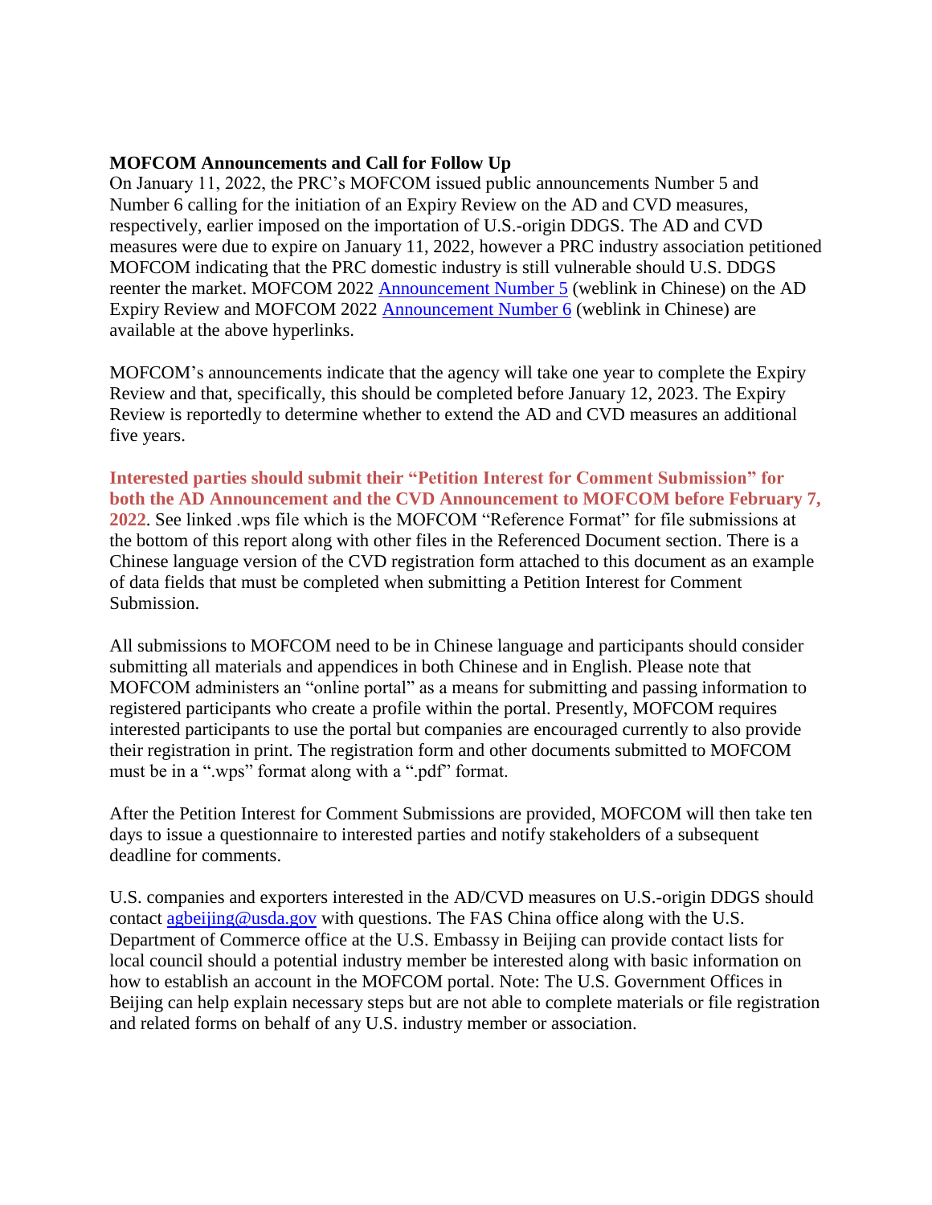**MOFCOM Announcements and Call for Follow Up**

On January 11, 2022, the PRC's MOFCOM issued public announcements Number 5 and Number 6 calling for the initiation of an Expiry Review on the AD and CVD measures, respectively, earlier imposed on the importation of U.S.-origin DDGS. The AD and CVD measures were due to expire on January 11, 2022, however a PRC industry association petitioned MOFCOM indicating that the PRC domestic industry is still vulnerable should U.S. DDGS reenter the market. MOFCOM 2022 Announcement Number 5 (weblink in Chinese) on the AD Expiry Review and MOFCOM 2022 Announcement Number 6 (weblink in Chinese) are available at the above hyperlinks.

MOFCOM's announcements indicate that the agency will take one year to complete the Expiry Review and that, specifically, this should be completed before January 12, 2023. The Expiry Review is reportedly to determine whether to extend the AD and CVD measures an additional five years.

**Interested parties should submit their "Petition Interest for Comment Submission" for both the AD Announcement and the CVD Announcement to MOFCOM before February 7, 2022**. See linked .wps file which is the MOFCOM "Reference Format" for file submissions at the bottom of this report along with other files in the Referenced Document section. There is a Chinese language version of the CVD registration form attached to this document as an example of data fields that must be completed when submitting a Petition Interest for Comment Submission.

All submissions to MOFCOM need to be in Chinese language and participants should consider submitting all materials and appendices in both Chinese and in English. Please note that MOFCOM administers an "online portal" as a means for submitting and passing information to registered participants who create a profile within the portal. Presently, MOFCOM requires interested participants to use the portal but companies are encouraged currently to also provide their registration in print. The registration form and other documents submitted to MOFCOM must be in a ".wps" format along with a ".pdf" format.

After the Petition Interest for Comment Submissions are provided, MOFCOM will then take ten days to issue a questionnaire to interested parties and notify stakeholders of a subsequent deadline for comments.

U.S. companies and exporters interested in the AD/CVD measures on U.S.-origin DDGS should contact agbeijing@usda.gov with questions. The FAS China office along with the U.S. Department of Commerce office at the U.S. Embassy in Beijing can provide contact lists for local council should a potential industry member be interested along with basic information on how to establish an account in the MOFCOM portal. Note: The U.S. Government Offices in Beijing can help explain necessary steps but are not able to complete materials or file registration and related forms on behalf of any U.S. industry member or association.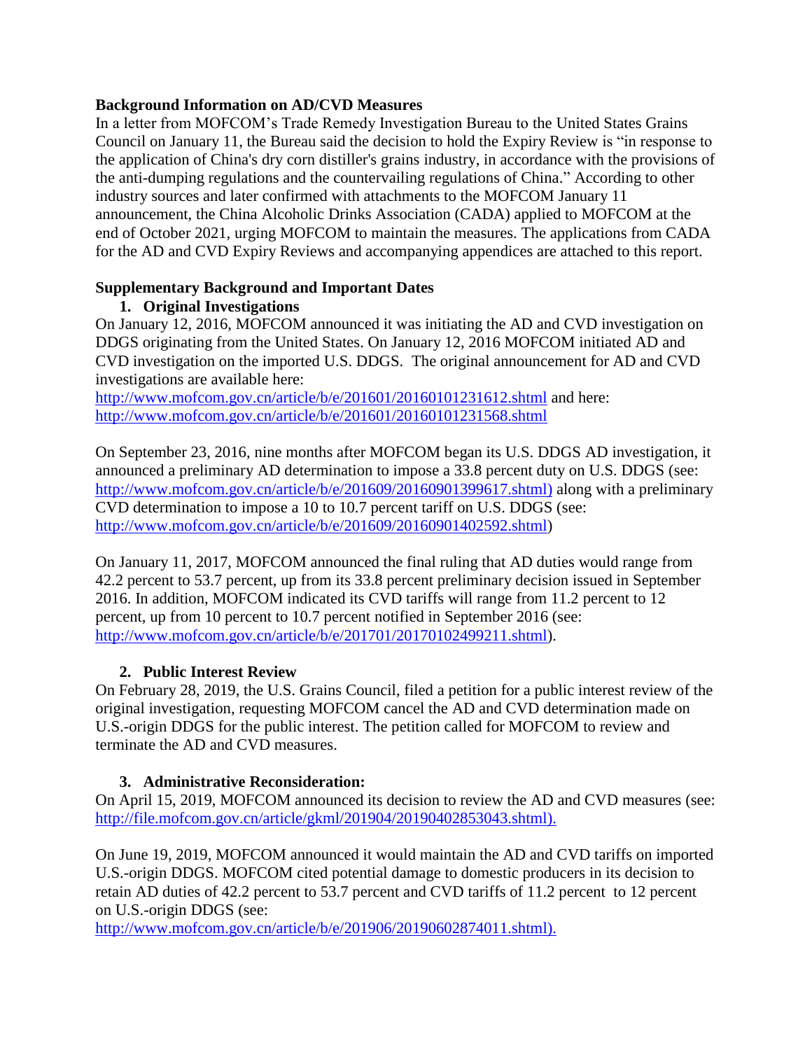**Background Information on AD/CVD Measures**

In a letter from MOFCOM's Trade Remedy Investigation Bureau to the United States Grains Council on January 11, the Bureau said the decision to hold the Expiry Review is "in response to the application of China's dry corn distiller's grains industry, in accordance with the provisions of the anti-dumping regulations and the countervailing regulations of China." According to other industry sources and later confirmed with attachments to the MOFCOM January 11 announcement, the China Alcoholic Drinks Association (CADA) applied to MOFCOM at the end of October 2021, urging MOFCOM to maintain the measures. The applications from CADA for the AD and CVD Expiry Reviews and accompanying appendices are attached to this report.

**Supplementary Background and Important Dates**

1. **Original Investigations**

On January 12, 2016, MOFCOM announced it was initiating the AD and CVD investigation on DDGS originating from the United States. On January 12, 2016 MOFCOM initiated AD and CVD investigation on the imported U.S. DDGS. The original announcement for AD and CVD investigations are available here: http://www.mofcom.gov.cn/article/b/e/201601/20160101231612.shtml and here: http://www.mofcom.gov.cn/article/b/e/201601/20160101231568.shtml

On September 23, 2016, nine months after MOFCOM began its U.S. DDGS AD investigation, it announced a preliminary AD determination to impose a 33.8 percent duty on U.S. DDGS (see: http://www.mofcom.gov.cn/article/b/e/201609/20160901399617.shtml) along with a preliminary CVD determination to impose a 10 to 10.7 percent tariff on U.S. DDGS (see: http://www.mofcom.gov.cn/article/b/e/201609/20160901402592.shtml)

On January 11, 2017, MOFCOM announced the final ruling that AD duties would range from 42.2 percent to 53.7 percent, up from its 33.8 percent preliminary decision issued in September 2016. In addition, MOFCOM indicated its CVD tariffs will range from 11.2 percent to 12 percent, up from 10 percent to 10.7 percent notified in September 2016 (see: http://www.mofcom.gov.cn/article/b/e/201701/20170102499211.shtml).

2. **Public Interest Review**

On February 28, 2019, the U.S. Grains Council, filed a petition for a public interest review of the original investigation, requesting MOFCOM cancel the AD and CVD determination made on U.S.-origin DDGS for the public interest. The petition called for MOFCOM to review and terminate the AD and CVD measures.

3. **Administrative Reconsideration:**

On April 15, 2019, MOFCOM announced its decision to review the AD and CVD measures (see: http://file.mofcom.gov.cn/article/gkml/201904/20190402853043.shtml).

On June 19, 2019, MOFCOM announced it would maintain the AD and CVD tariffs on imported U.S.-origin DDGS. MOFCOM cited potential damage to domestic producers in its decision to retain AD duties of 42.2 percent to 53.7 percent and CVD tariffs of 11.2 percent to 12 percent on U.S.-origin DDGS (see: http://www.mofcom.gov.cn/article/b/e/201906/20190602874011.shtml).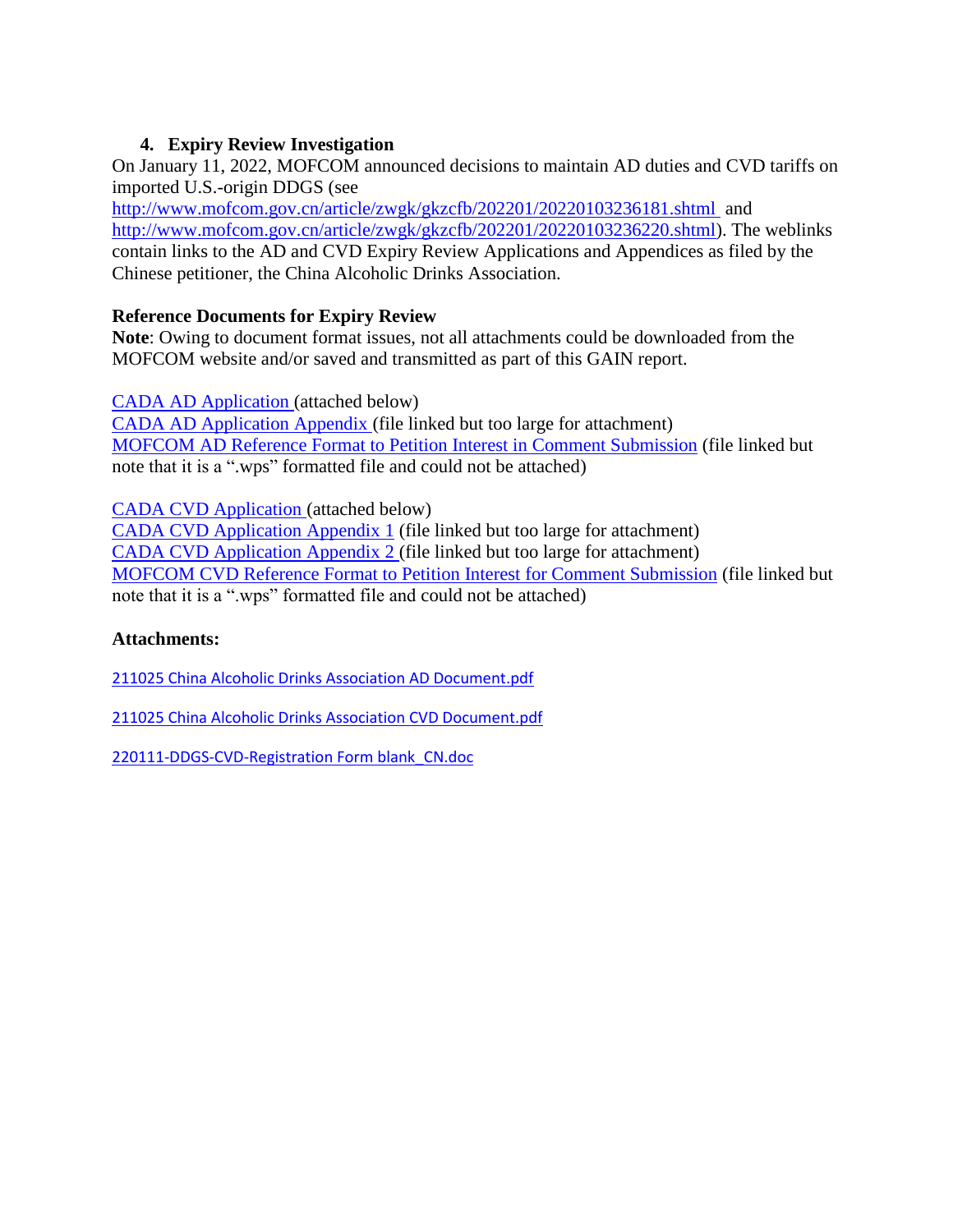### 4. Expiry Review Investigation

On January 11, 2022, MOFCOM announced decisions to maintain AD duties and CVD tariffs on imported U.S.-origin DDGS (see http://www.mofcom.gov.cn/article/zwgk/gkzcfb/202201/20220103236181.shtml and http://www.mofcom.gov.cn/article/zwgk/gkzcfb/202201/20220103236220.shtml). The weblinks contain links to the AD and CVD Expiry Review Applications and Appendices as filed by the Chinese petitioner, the China Alcoholic Drinks Association.

**Reference Documents for Expiry Review**

**Note**: Owing to document format issues, not all attachments could be downloaded from the MOFCOM website and/or saved and transmitted as part of this GAIN report.

CADA AD Application (attached below)
CADA AD Application Appendix (file linked but too large for attachment)
MOFCOM AD Reference Format to Petition Interest in Comment Submission (file linked but note that it is a ".wps" formatted file and could not be attached)

CADA CVD Application (attached below)
CADA CVD Application Appendix 1 (file linked but too large for attachment)
CADA CVD Application Appendix 2 (file linked but too large for attachment)
MOFCOM CVD Reference Format to Petition Interest for Comment Submission (file linked but note that it is a ".wps" formatted file and could not be attached)

**Attachments:**

211025 China Alcoholic Drinks Association AD Document.pdf

211025 China Alcoholic Drinks Association CVD Document.pdf

220111-DDGS-CVD-Registration Form blank_CN.doc